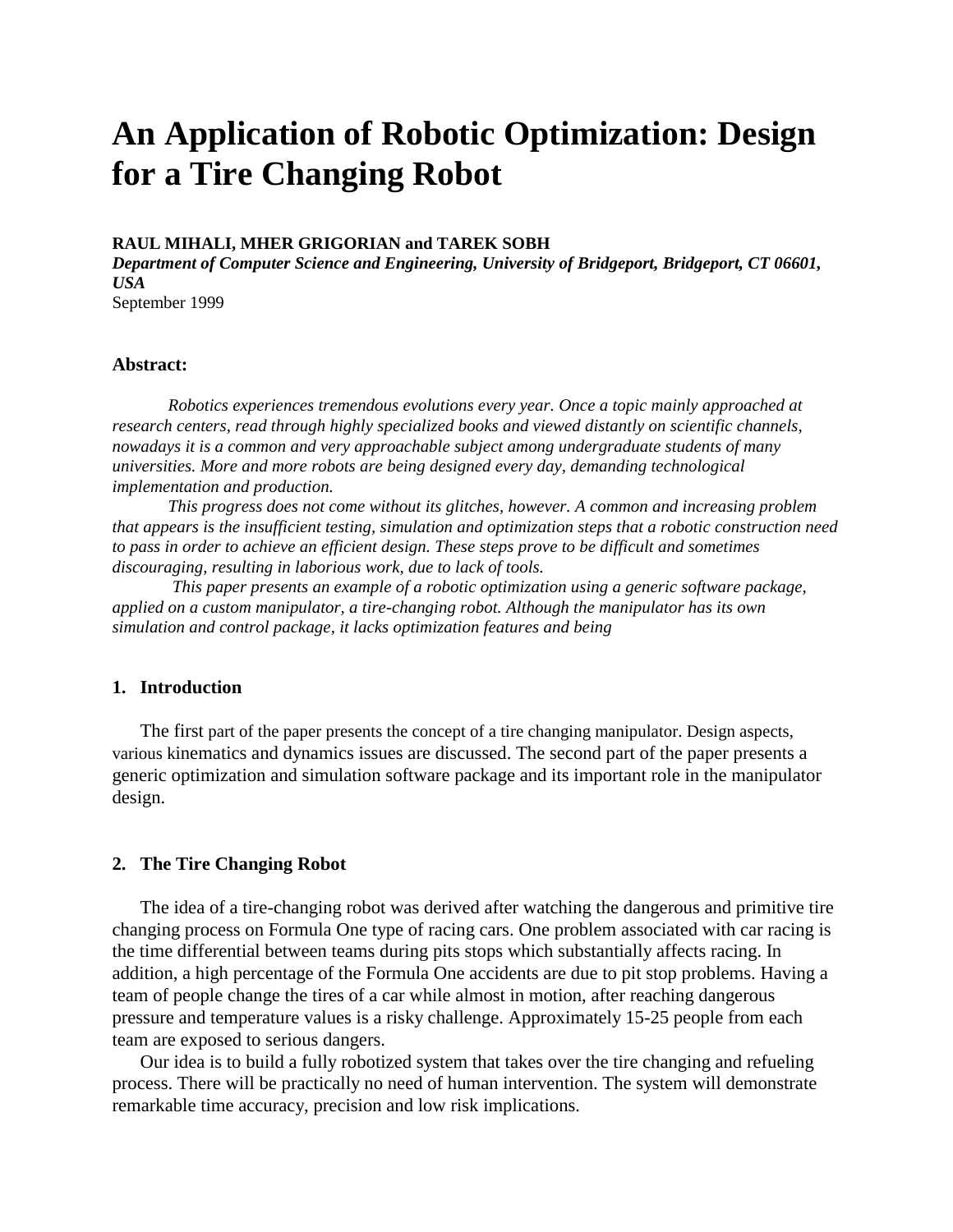# An Application of Robotic Optimization: Design for a Tire Changing Robot

**RAUL MIHALI, MHER GRIGORIAN and TAREK SOBH**
***Department of Computer Science and Engineering, University of Bridgeport, Bridgeport, CT 06601, USA***
September 1999

**Abstract:**

*Robotics experiences tremendous evolutions every year. Once a topic mainly approached at research centers, read through highly specialized books and viewed distantly on scientific channels, nowadays it is a common and very approachable subject among undergraduate students of many universities. More and more robots are being designed every day, demanding technological implementation and production.*

*This progress does not come without its glitches, however. A common and increasing problem that appears is the insufficient testing, simulation and optimization steps that a robotic construction need to pass in order to achieve an efficient design. These steps prove to be difficult and sometimes discouraging, resulting in laborious work, due to lack of tools.*

*This paper presents an example of a robotic optimization using a generic software package, applied on a custom manipulator, a tire-changing robot. Although the manipulator has its own simulation and control package, it lacks optimization features and being*

## 1. Introduction

The first part of the paper presents the concept of a tire changing manipulator. Design aspects, various kinematics and dynamics issues are discussed. The second part of the paper presents a generic optimization and simulation software package and its important role in the manipulator design.

## 2. The Tire Changing Robot

The idea of a tire-changing robot was derived after watching the dangerous and primitive tire changing process on Formula One type of racing cars. One problem associated with car racing is the time differential between teams during pits stops which substantially affects racing. In addition, a high percentage of the Formula One accidents are due to pit stop problems. Having a team of people change the tires of a car while almost in motion, after reaching dangerous pressure and temperature values is a risky challenge. Approximately 15-25 people from each team are exposed to serious dangers.

Our idea is to build a fully robotized system that takes over the tire changing and refueling process. There will be practically no need of human intervention. The system will demonstrate remarkable time accuracy, precision and low risk implications.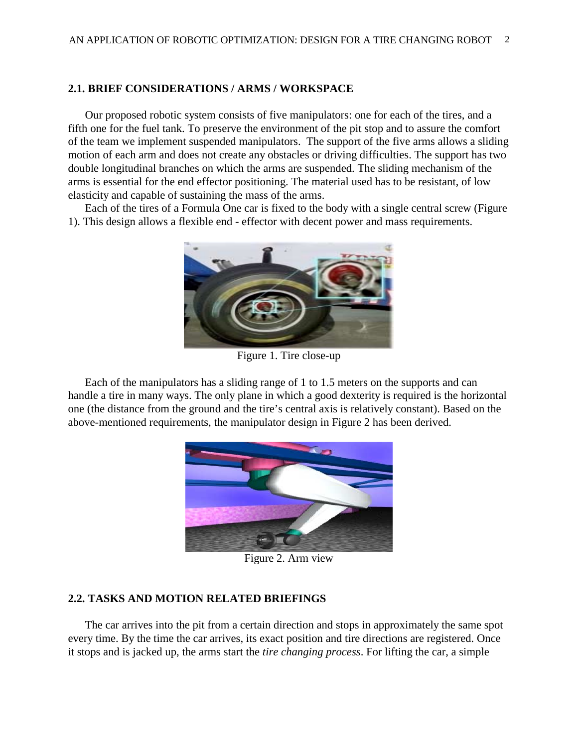## 2.1. BRIEF CONSIDERATIONS / ARMS / WORKSPACE

Our proposed robotic system consists of five manipulators: one for each of the tires, and a fifth one for the fuel tank. To preserve the environment of the pit stop and to assure the comfort of the team we implement suspended manipulators. The support of the five arms allows a sliding motion of each arm and does not create any obstacles or driving difficulties. The support has two double longitudinal branches on which the arms are suspended. The sliding mechanism of the arms is essential for the end effector positioning. The material used has to be resistant, of low elasticity and capable of sustaining the mass of the arms.

Each of the tires of a Formula One car is fixed to the body with a single central screw (Figure 1). This design allows a flexible end - effector with decent power and mass requirements.

Figure 1. Tire close-up

Each of the manipulators has a sliding range of 1 to 1.5 meters on the supports and can handle a tire in many ways. The only plane in which a good dexterity is required is the horizontal one (the distance from the ground and the tire's central axis is relatively constant). Based on the above-mentioned requirements, the manipulator design in Figure 2 has been derived.

Figure 2. Arm view

## 2.2. TASKS AND MOTION RELATED BRIEFINGS

The car arrives into the pit from a certain direction and stops in approximately the same spot every time. By the time the car arrives, its exact position and tire directions are registered. Once it stops and is jacked up, the arms start the *tire changing process*. For lifting the car, a simple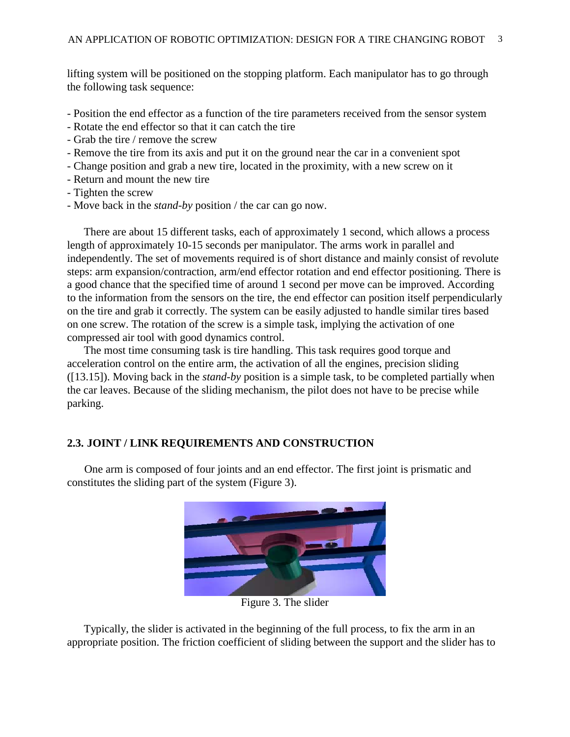lifting system will be positioned on the stopping platform. Each manipulator has to go through the following task sequence:

- Position the end effector as a function of the tire parameters received from the sensor system
- Rotate the end effector so that it can catch the tire
- Grab the tire / remove the screw
- Remove the tire from its axis and put it on the ground near the car in a convenient spot
- Change position and grab a new tire, located in the proximity, with a new screw on it
- Return and mount the new tire
- Tighten the screw
- Move back in the *stand-by* position / the car can go now.

There are about 15 different tasks, each of approximately 1 second, which allows a process length of approximately 10-15 seconds per manipulator. The arms work in parallel and independently. The set of movements required is of short distance and mainly consist of revolute steps: arm expansion/contraction, arm/end effector rotation and end effector positioning. There is a good chance that the specified time of around 1 second per move can be improved. According to the information from the sensors on the tire, the end effector can position itself perpendicularly on the tire and grab it correctly. The system can be easily adjusted to handle similar tires based on one screw. The rotation of the screw is a simple task, implying the activation of one compressed air tool with good dynamics control.

The most time consuming task is tire handling. This task requires good torque and acceleration control on the entire arm, the activation of all the engines, precision sliding ([13.15]). Moving back in the *stand-by* position is a simple task, to be completed partially when the car leaves. Because of the sliding mechanism, the pilot does not have to be precise while parking.

### 2.3. JOINT / LINK REQUIREMENTS AND CONSTRUCTION

One arm is composed of four joints and an end effector. The first joint is prismatic and constitutes the sliding part of the system (Figure 3).

Figure 3. The slider

Typically, the slider is activated in the beginning of the full process, to fix the arm in an appropriate position. The friction coefficient of sliding between the support and the slider has to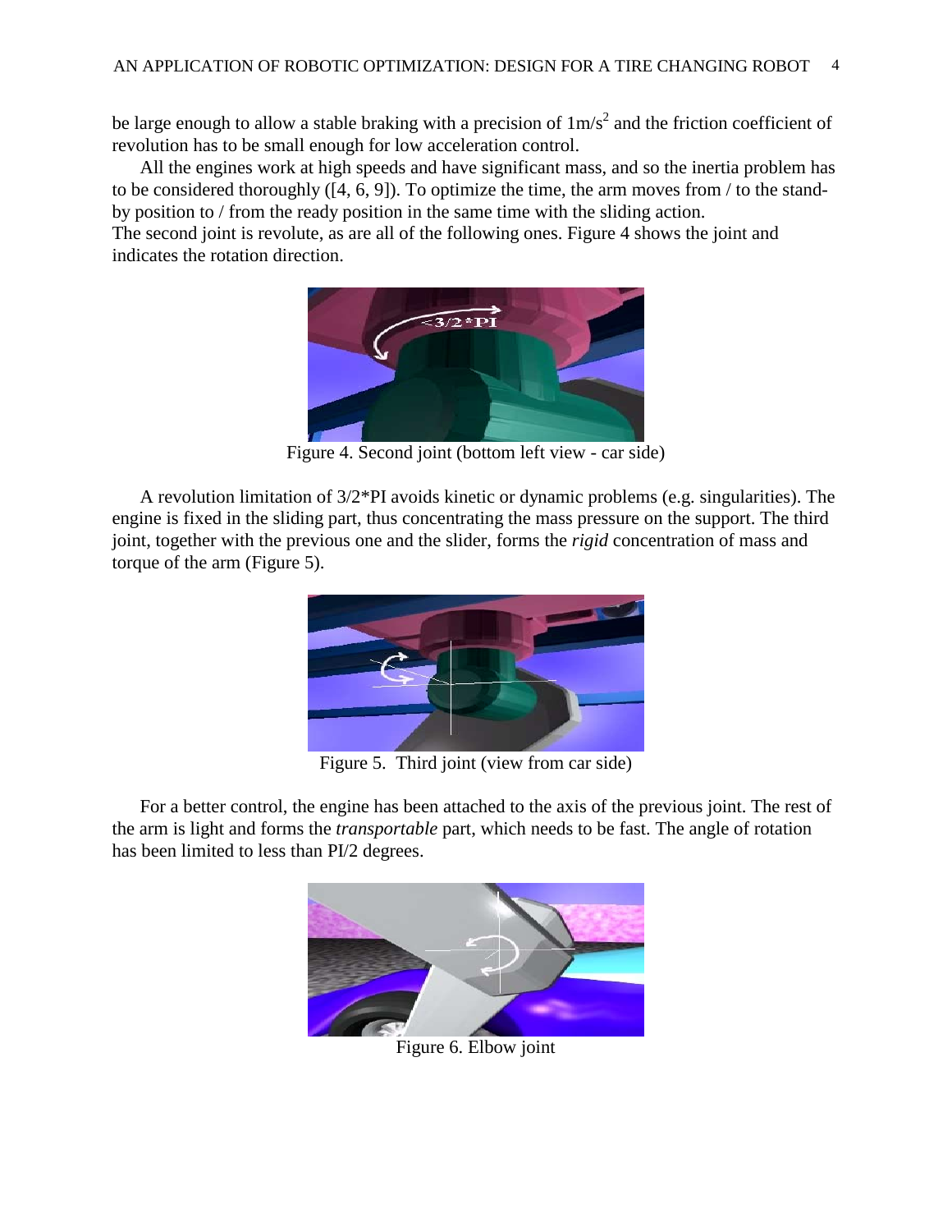be large enough to allow a stable braking with a precision of $1m/s^2$ and the friction coefficient of revolution has to be small enough for low acceleration control.

All the engines work at high speeds and have significant mass, and so the inertia problem has to be considered thoroughly ([4, 6, 9]). To optimize the time, the arm moves from / to the stand-by position to / from the ready position in the same time with the sliding action.
The second joint is revolute, as are all of the following ones. Figure 4 shows the joint and indicates the rotation direction.

Figure 4. Second joint (bottom left view - car side)

A revolution limitation of 3/2*PI avoids kinetic or dynamic problems (e.g. singularities). The engine is fixed in the sliding part, thus concentrating the mass pressure on the support. The third joint, together with the previous one and the slider, forms the *rigid* concentration of mass and torque of the arm (Figure 5).

Figure 5. Third joint (view from car side)

For a better control, the engine has been attached to the axis of the previous joint. The rest of the arm is light and forms the *transportable* part, which needs to be fast. The angle of rotation has been limited to less than PI/2 degrees.

Figure 6. Elbow joint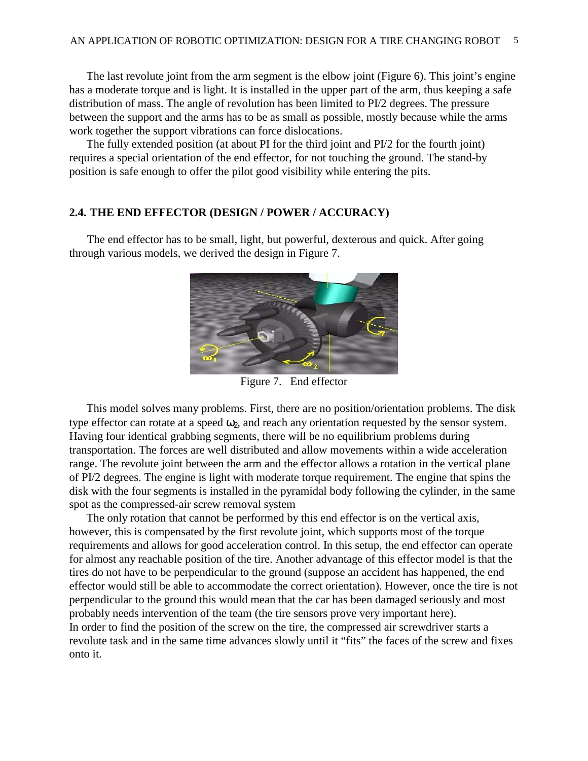The last revolute joint from the arm segment is the elbow joint (Figure 6). This joint's engine has a moderate torque and is light. It is installed in the upper part of the arm, thus keeping a safe distribution of mass. The angle of revolution has been limited to PI/2 degrees. The pressure between the support and the arms has to be as small as possible, mostly because while the arms work together the support vibrations can force dislocations.

The fully extended position (at about PI for the third joint and PI/2 for the fourth joint) requires a special orientation of the end effector, for not touching the ground. The stand-by position is safe enough to offer the pilot good visibility while entering the pits.

## 2.4. THE END EFFECTOR (DESIGN / POWER / ACCURACY)

The end effector has to be small, light, but powerful, dexterous and quick. After going through various models, we derived the design in Figure 7.

Figure 7. End effector

This model solves many problems. First, there are no position/orientation problems. The disk type effector can rotate at a speed $\omega_2$, and reach any orientation requested by the sensor system. Having four identical grabbing segments, there will be no equilibrium problems during transportation. The forces are well distributed and allow movements within a wide acceleration range. The revolute joint between the arm and the effector allows a rotation in the vertical plane of PI/2 degrees. The engine is light with moderate torque requirement. The engine that spins the disk with the four segments is installed in the pyramidal body following the cylinder, in the same spot as the compressed-air screw removal system

The only rotation that cannot be performed by this end effector is on the vertical axis, however, this is compensated by the first revolute joint, which supports most of the torque requirements and allows for good acceleration control. In this setup, the end effector can operate for almost any reachable position of the tire. Another advantage of this effector model is that the tires do not have to be perpendicular to the ground (suppose an accident has happened, the end effector would still be able to accommodate the correct orientation). However, once the tire is not perpendicular to the ground this would mean that the car has been damaged seriously and most probably needs intervention of the team (the tire sensors prove very important here).
In order to find the position of the screw on the tire, the compressed air screwdriver starts a revolute task and in the same time advances slowly until it "fits" the faces of the screw and fixes onto it.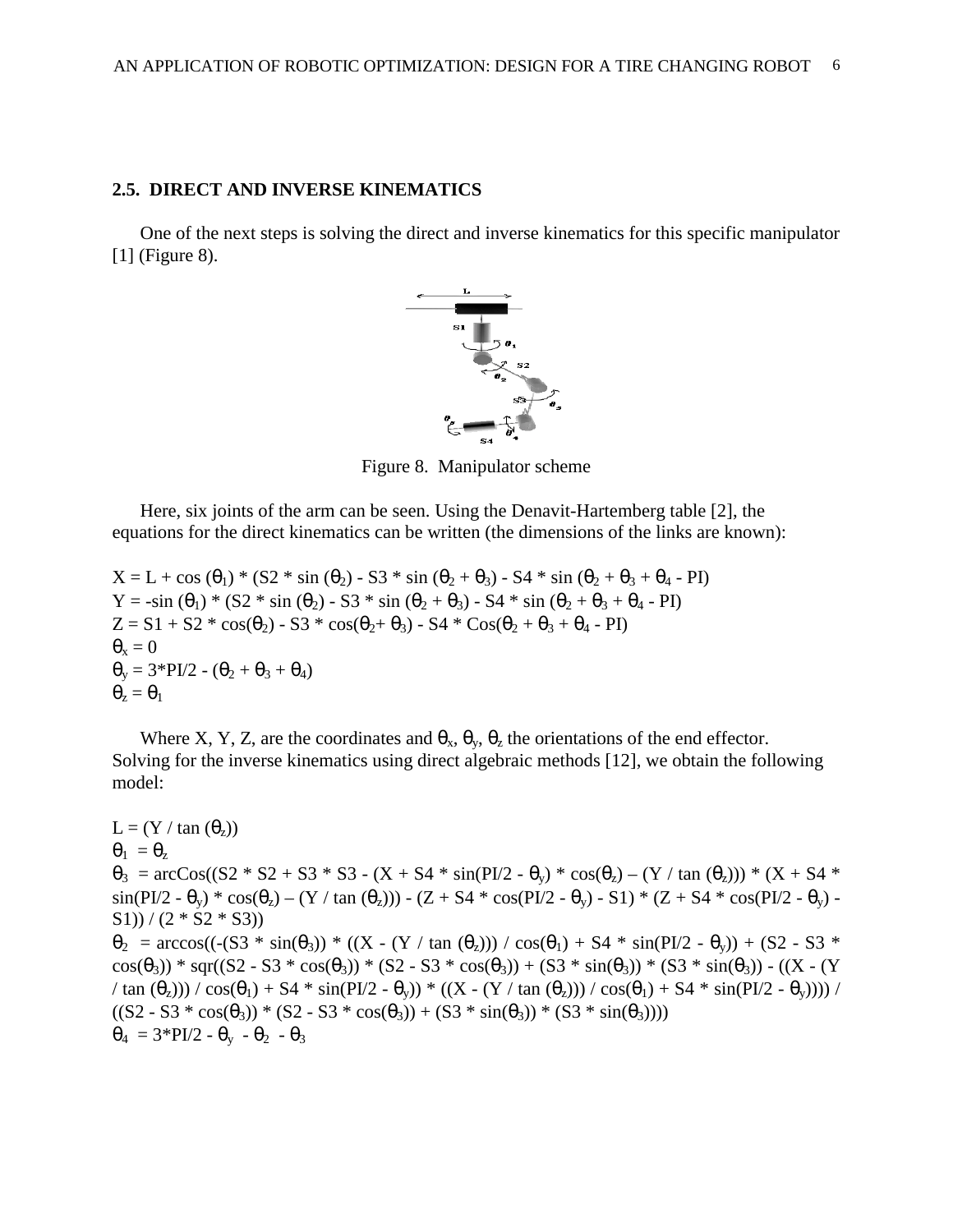## 2.5. DIRECT AND INVERSE KINEMATICS

One of the next steps is solving the direct and inverse kinematics for this specific manipulator [1] (Figure 8).

Figure 8. Manipulator scheme

Here, six joints of the arm can be seen. Using the Denavit-Hartemberg table [2], the equations for the direct kinematics can be written (the dimensions of the links are known):

$X = L + \cos(\theta_1) * (S2 * \sin(\theta_2) - S3 * \sin(\theta_2 + \theta_3) - S4 * \sin(\theta_2 + \theta_3 + \theta_4 - PI)$

$Y = -\sin(\theta_1) * (S2 * \sin(\theta_2) - S3 * \sin(\theta_2 + \theta_3) - S4 * \sin(\theta_2 + \theta_3 + \theta_4 - PI)$

$Z = S1 + S2 * \cos(\theta_2) - S3 * \cos(\theta_2 + \theta_3) - S4 * \cos(\theta_2 + \theta_3 + \theta_4 - PI)$

$\theta_x = 0$

$\theta_y = 3*PI/2 - (\theta_2 + \theta_3 + \theta_4)$

$\theta_z = \theta_1$

Where X, Y, Z, are the coordinates and $\theta_x$, $\theta_y$, $\theta_z$ the orientations of the end effector. Solving for the inverse kinematics using direct algebraic methods [12], we obtain the following model:

$L = (Y / \tan(\theta_z))$

$\theta_1 = \theta_z$

$\theta_3 = \arccos((S2 * S2 + S3 * S3 - (X + S4 * \sin(PI/2 - \theta_y) * \cos(\theta_z) - (Y / \tan(\theta_z))) * (X + S4 * \sin(PI/2 - \theta_y) * \cos(\theta_z) - (Y / \tan(\theta_z))) - (Z + S4 * \cos(PI/2 - \theta_y) - S1) * (Z + S4 * \cos(PI/2 - \theta_y) - S1)) / (2 * S2 * S3))$

$\theta_2 = \arccos((-(S3 * \sin(\theta_3)) * ((X - (Y / \tan(\theta_z))) / \cos(\theta_1) + S4 * \sin(PI/2 - \theta_y)) + (S2 - S3 * \cos(\theta_3)) * sqr((S2 - S3 * \cos(\theta_3)) * (S2 - S3 * \cos(\theta_3)) + (S3 * \sin(\theta_3)) * (S3 * \sin(\theta_3)) - ((X - (Y / \tan(\theta_z))) / \cos(\theta_1) + S4 * \sin(PI/2 - \theta_y)) * ((X - (Y / \tan(\theta_z))) / \cos(\theta_1) + S4 * \sin(PI/2 - \theta_y)))) / ((S2 - S3 * \cos(\theta_3)) * (S2 - S3 * \cos(\theta_3)) + (S3 * \sin(\theta_3)) * (S3 * \sin(\theta_3))))$

$\theta_4 = 3*PI/2 - \theta_y - \theta_2 - \theta_3$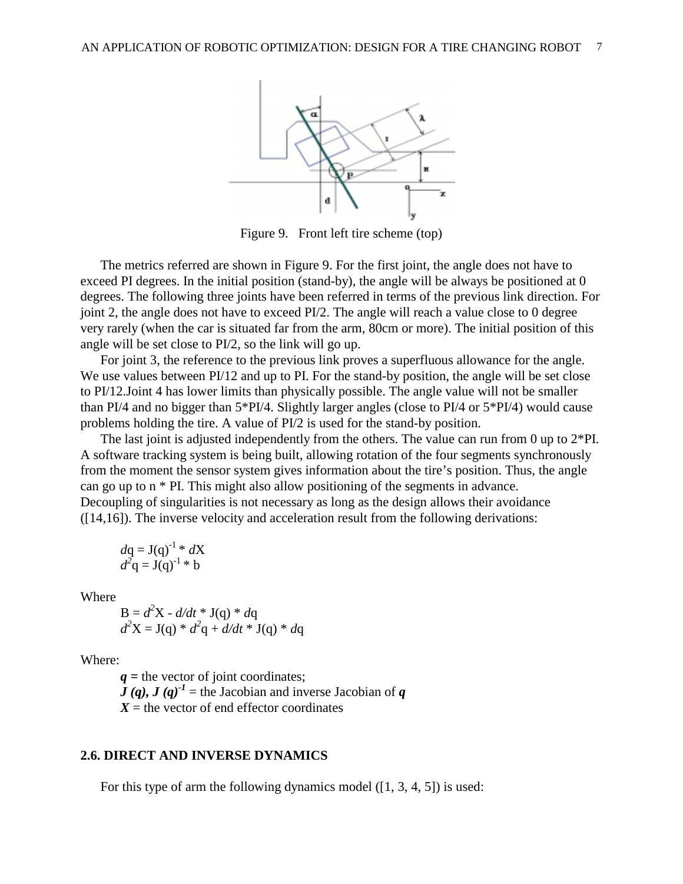Figure 9. Front left tire scheme (top)

The metrics referred are shown in Figure 9. For the first joint, the angle does not have to exceed PI degrees. In the initial position (stand-by), the angle will be always be positioned at 0 degrees. The following three joints have been referred in terms of the previous link direction. For joint 2, the angle does not have to exceed PI/2. The angle will reach a value close to 0 degree very rarely (when the car is situated far from the arm, 80cm or more). The initial position of this angle will be set close to PI/2, so the link will go up.

For joint 3, the reference to the previous link proves a superfluous allowance for the angle. We use values between PI/12 and up to PI. For the stand-by position, the angle will be set close to PI/12.Joint 4 has lower limits than physically possible. The angle value will not be smaller than PI/4 and no bigger than 5*PI/4. Slightly larger angles (close to PI/4 or 5*PI/4) would cause problems holding the tire. A value of PI/2 is used for the stand-by position.

The last joint is adjusted independently from the others. The value can run from 0 up to 2*PI. A software tracking system is being built, allowing rotation of the four segments synchronously from the moment the sensor system gives information about the tire's position. Thus, the angle can go up to n * PI. This might also allow positioning of the segments in advance. Decoupling of singularities is not necessary as long as the design allows their avoidance ([14,16]). The inverse velocity and acceleration result from the following derivations:

$$dq = J(q)^{-1} * dX$$
$$d^2q = J(q)^{-1} * b$$

Where

$$B = d^2X - d/dt * J(q) * dq$$
$$d^2X = J(q) * d^2q + d/dt * J(q) * dq$$

Where:

- ***q*** = the vector of joint coordinates;
- ***J (q), J (q)***$^{-1}$ = the Jacobian and inverse Jacobian of ***q***
- ***X*** = the vector of end effector coordinates

## 2.6. DIRECT AND INVERSE DYNAMICS

For this type of arm the following dynamics model ([1, 3, 4, 5]) is used: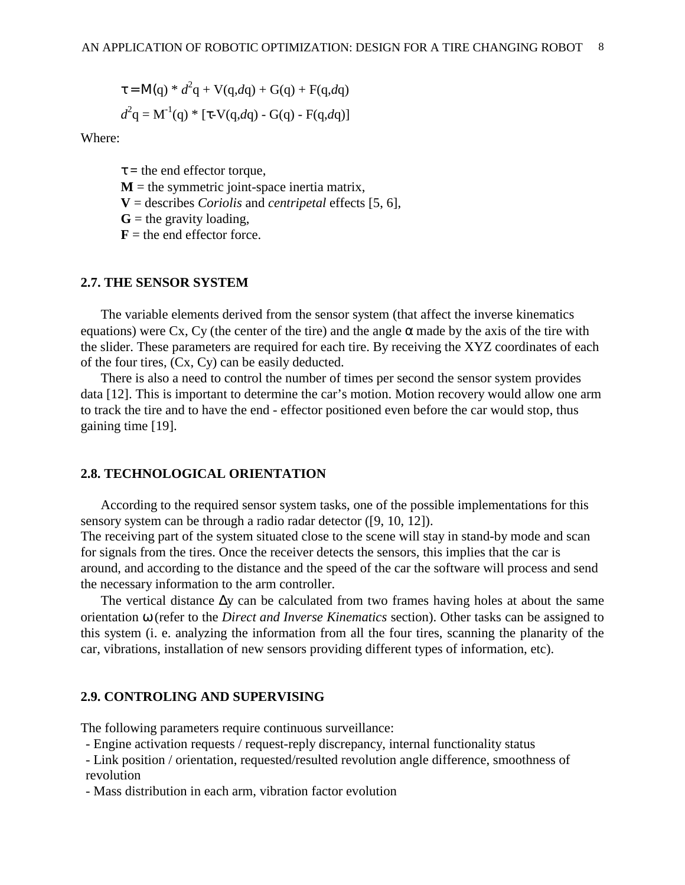$$\tau = M(q) * d^2q + V(q,dq) + G(q) + F(q,dq)$$

$$d^2q = M^{-1}(q) * [\tau - V(q,dq) - G(q) - F(q,dq)]$$

Where:

$\tau$ = the end effector torque,  
**M** = the symmetric joint-space inertia matrix,  
**V** = describes *Coriolis* and *centripetal* effects [5, 6],  
**G** = the gravity loading,  
**F** = the end effector force.

### 2.7. THE SENSOR SYSTEM

The variable elements derived from the sensor system (that affect the inverse kinematics equations) were Cx, Cy (the center of the tire) and the angle $\alpha$ made by the axis of the tire with the slider. These parameters are required for each tire. By receiving the XYZ coordinates of each of the four tires, (Cx, Cy) can be easily deducted.

There is also a need to control the number of times per second the sensor system provides data [12]. This is important to determine the car's motion. Motion recovery would allow one arm to track the tire and to have the end - effector positioned even before the car would stop, thus gaining time [19].

### 2.8. TECHNOLOGICAL ORIENTATION

According to the required sensor system tasks, one of the possible implementations for this sensory system can be through a radio radar detector ([9, 10, 12]).
The receiving part of the system situated close to the scene will stay in stand-by mode and scan for signals from the tires. Once the receiver detects the sensors, this implies that the car is around, and according to the distance and the speed of the car the software will process and send the necessary information to the arm controller.

The vertical distance $\Delta y$ can be calculated from two frames having holes at about the same orientation $\omega$ (refer to the *Direct and Inverse Kinematics* section). Other tasks can be assigned to this system (i. e. analyzing the information from all the four tires, scanning the planarity of the car, vibrations, installation of new sensors providing different types of information, etc).

### 2.9. CONTROLING AND SUPERVISING

The following parameters require continuous surveillance:

- Engine activation requests / request-reply discrepancy, internal functionality status
- Link position / orientation, requested/resulted revolution angle difference, smoothness of revolution
- Mass distribution in each arm, vibration factor evolution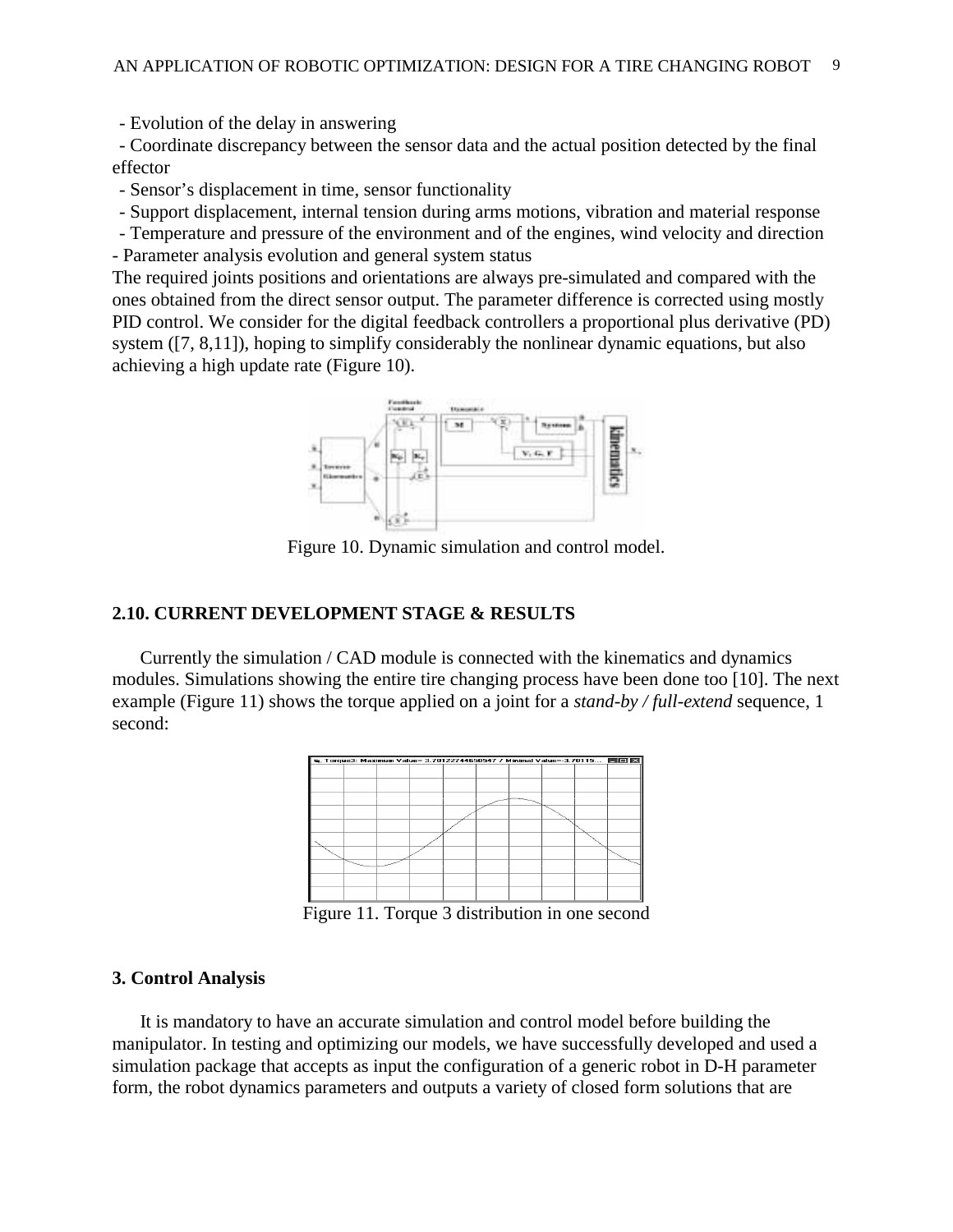- Evolution of the delay in answering
- Coordinate discrepancy between the sensor data and the actual position detected by the final effector
- Sensor's displacement in time, sensor functionality
- Support displacement, internal tension during arms motions, vibration and material response
- Temperature and pressure of the environment and of the engines, wind velocity and direction
- Parameter analysis evolution and general system status

The required joints positions and orientations are always pre-simulated and compared with the ones obtained from the direct sensor output. The parameter difference is corrected using mostly PID control. We consider for the digital feedback controllers a proportional plus derivative (PD) system ([7, 8,11]), hoping to simplify considerably the nonlinear dynamic equations, but also achieving a high update rate (Figure 10).

Figure 10. Dynamic simulation and control model.

### 2.10. CURRENT DEVELOPMENT STAGE & RESULTS

Currently the simulation / CAD module is connected with the kinematics and dynamics modules. Simulations showing the entire tire changing process have been done too [10]. The next example (Figure 11) shows the torque applied on a joint for a *stand-by / full-extend* sequence, 1 second:

Figure 11. Torque 3 distribution in one second

## 3. Control Analysis

It is mandatory to have an accurate simulation and control model before building the manipulator. In testing and optimizing our models, we have successfully developed and used a simulation package that accepts as input the configuration of a generic robot in D-H parameter form, the robot dynamics parameters and outputs a variety of closed form solutions that are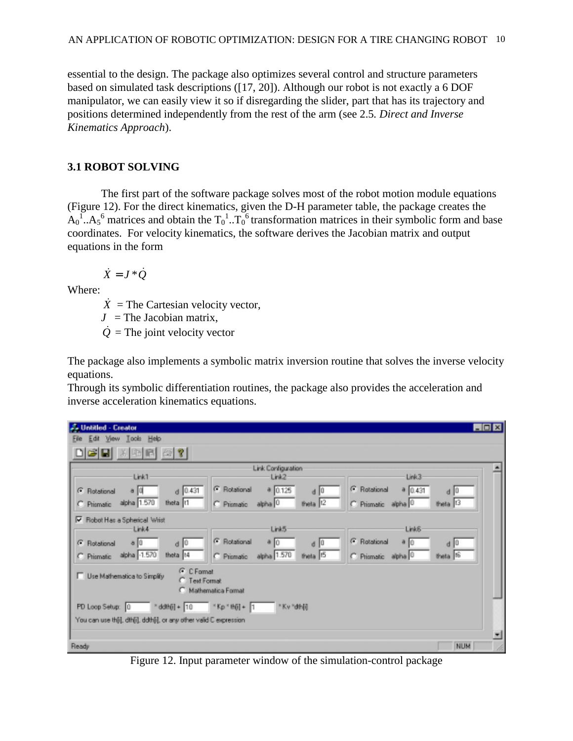essential to the design. The package also optimizes several control and structure parameters based on simulated task descriptions ([17, 20]). Although our robot is not exactly a 6 DOF manipulator, we can easily view it so if disregarding the slider, part that has its trajectory and positions determined independently from the rest of the arm (see 2.5. *Direct and Inverse Kinematics Approach*).

### 3.1 ROBOT SOLVING

The first part of the software package solves most of the robot motion module equations (Figure 12). For the direct kinematics, given the D-H parameter table, the package creates the $A_0^1..A_5^6$ matrices and obtain the $T_0^1..T_0^6$ transformation matrices in their symbolic form and base coordinates. For velocity kinematics, the software derives the Jacobian matrix and output equations in the form

$$\dot{X} = J * \dot{Q}$$

Where:

$\dot{X}$ = The Cartesian velocity vector,
$J$ = The Jacobian matrix,
$\dot{Q}$ = The joint velocity vector

The package also implements a symbolic matrix inversion routine that solves the inverse velocity equations.
Through its symbolic differentiation routines, the package also provides the acceleration and inverse acceleration kinematics equations.

Figure 12. Input parameter window of the simulation-control package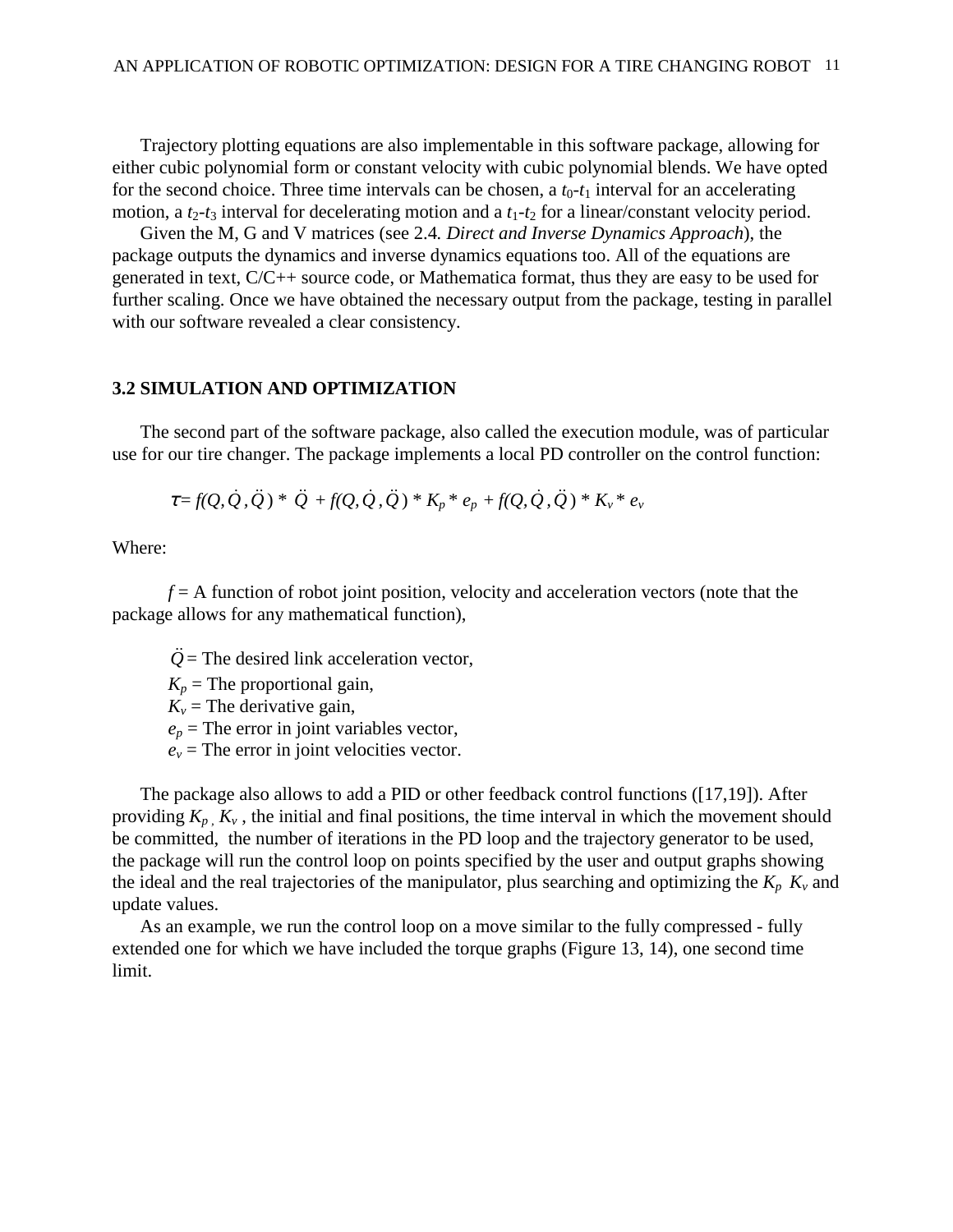Trajectory plotting equations are also implementable in this software package, allowing for either cubic polynomial form or constant velocity with cubic polynomial blends. We have opted for the second choice. Three time intervals can be chosen, a $t_0$-$t_1$ interval for an accelerating motion, a $t_2$-$t_3$ interval for decelerating motion and a $t_1$-$t_2$ for a linear/constant velocity period.

Given the M, G and V matrices (see 2.4. *Direct and Inverse Dynamics Approach*), the package outputs the dynamics and inverse dynamics equations too. All of the equations are generated in text, C/C++ source code, or Mathematica format, thus they are easy to be used for further scaling. Once we have obtained the necessary output from the package, testing in parallel with our software revealed a clear consistency.

### 3.2 SIMULATION AND OPTIMIZATION

The second part of the software package, also called the execution module, was of particular use for our tire changer. The package implements a local PD controller on the control function:

$$\tau = f(Q, \dot{Q}, \ddot{Q}) * \ddot{Q} + f(Q, \dot{Q}, \ddot{Q}) * K_p * e_p + f(Q, \dot{Q}, \ddot{Q}) * K_v * e_v$$

Where:

$f$ = A function of robot joint position, velocity and acceleration vectors (note that the package allows for any mathematical function),

$\ddot{Q}$ = The desired link acceleration vector,
$K_p$ = The proportional gain,
$K_v$ = The derivative gain,
$e_p$ = The error in joint variables vector,
$e_v$ = The error in joint velocities vector.

The package also allows to add a PID or other feedback control functions ([17,19]). After providing $K_p$, $K_v$, the initial and final positions, the time interval in which the movement should be committed, the number of iterations in the PD loop and the trajectory generator to be used, the package will run the control loop on points specified by the user and output graphs showing the ideal and the real trajectories of the manipulator, plus searching and optimizing the $K_p$ $K_v$ and update values.

As an example, we run the control loop on a move similar to the fully compressed - fully extended one for which we have included the torque graphs (Figure 13, 14), one second time limit.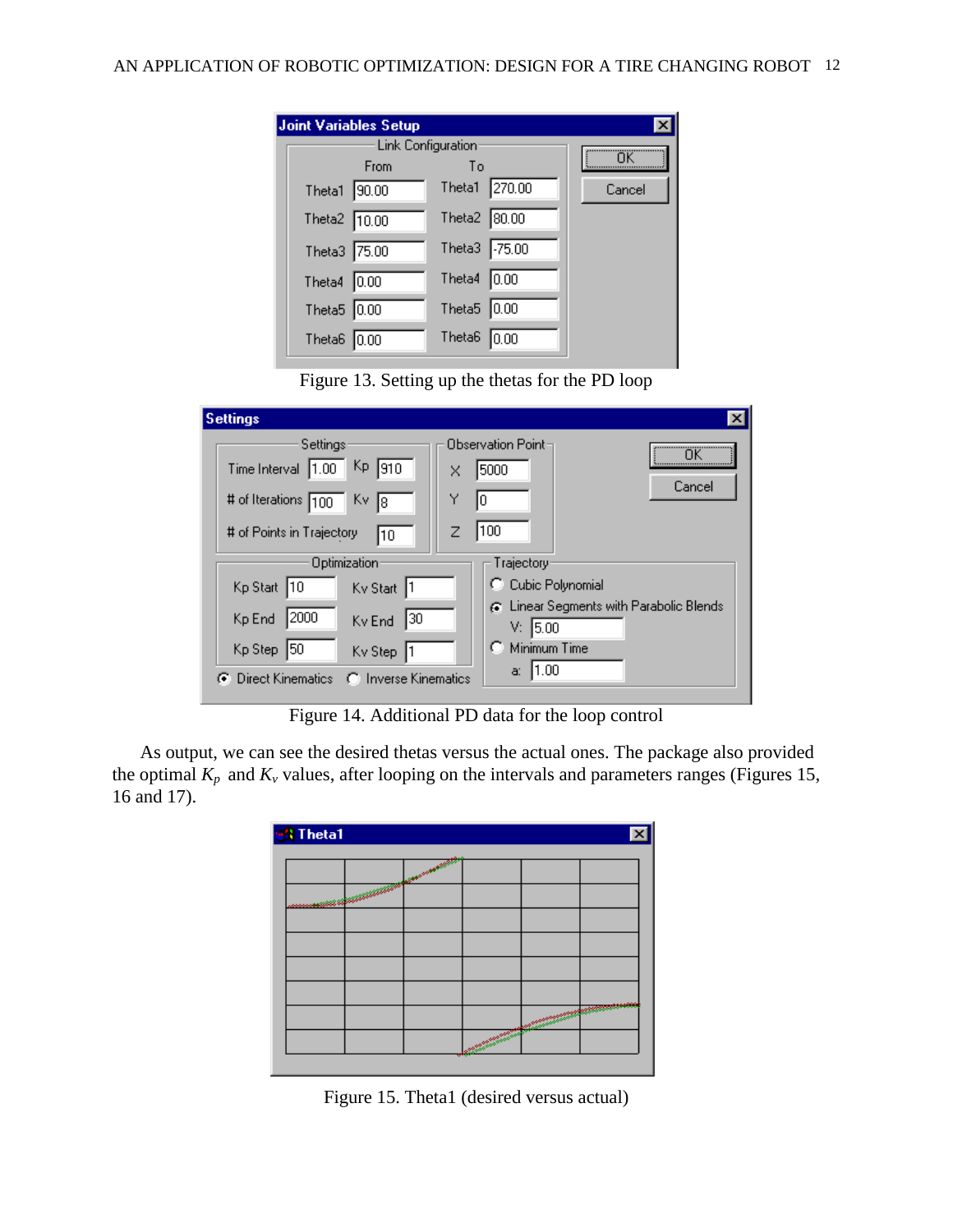Figure 13. Setting up the thetas for the PD loop

Figure 14. Additional PD data for the loop control

As output, we can see the desired thetas versus the actual ones. The package also provided the optimal $K_p$ and $K_v$ values, after looping on the intervals and parameters ranges (Figures 15, 16 and 17).

Figure 15. Theta1 (desired versus actual)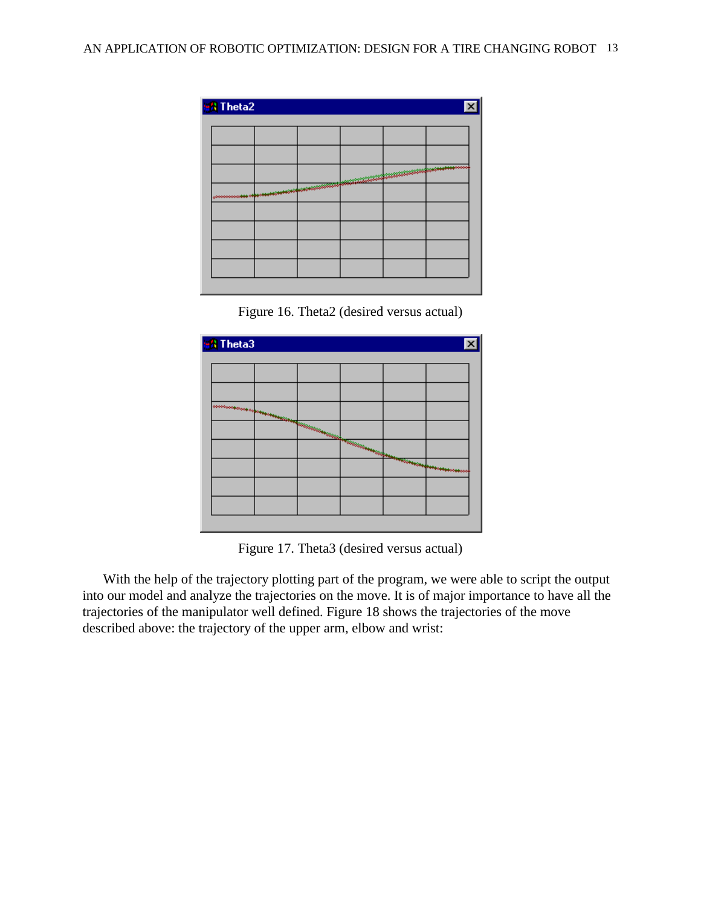Figure 16. Theta2 (desired versus actual)

Figure 17. Theta3 (desired versus actual)

With the help of the trajectory plotting part of the program, we were able to script the output into our model and analyze the trajectories on the move. It is of major importance to have all the trajectories of the manipulator well defined. Figure 18 shows the trajectories of the move described above: the trajectory of the upper arm, elbow and wrist: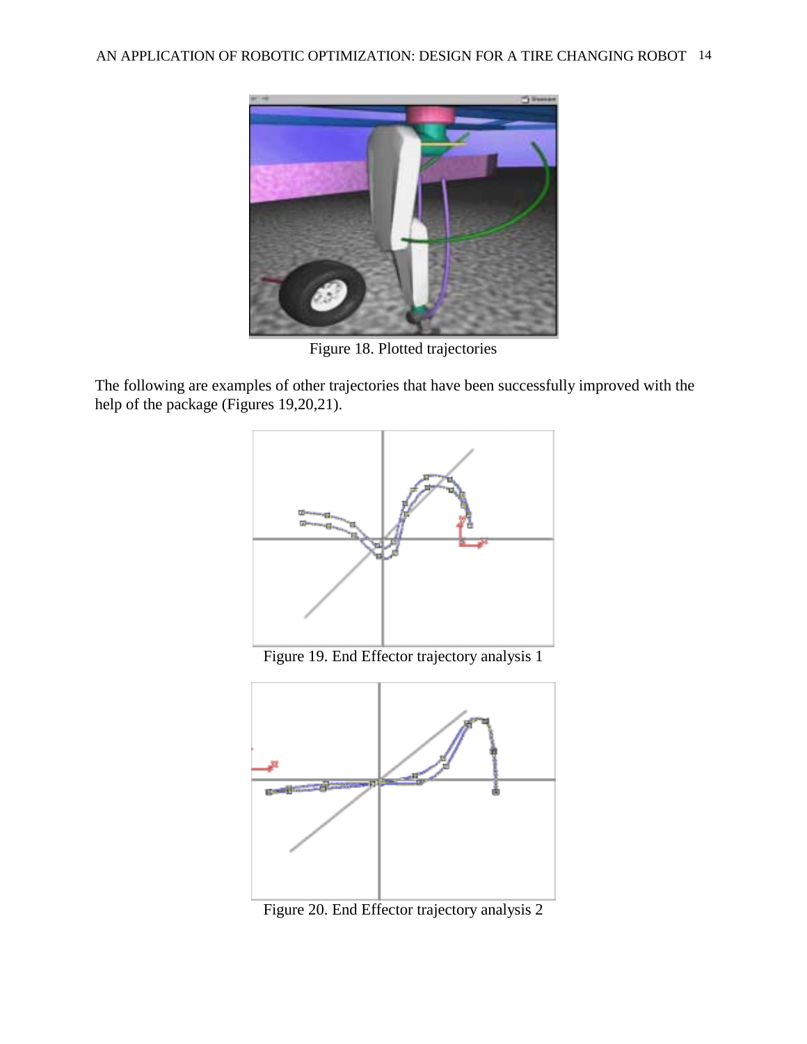Figure 18. Plotted trajectories

The following are examples of other trajectories that have been successfully improved with the help of the package (Figures 19,20,21).

Figure 19. End Effector trajectory analysis 1

Figure 20. End Effector trajectory analysis 2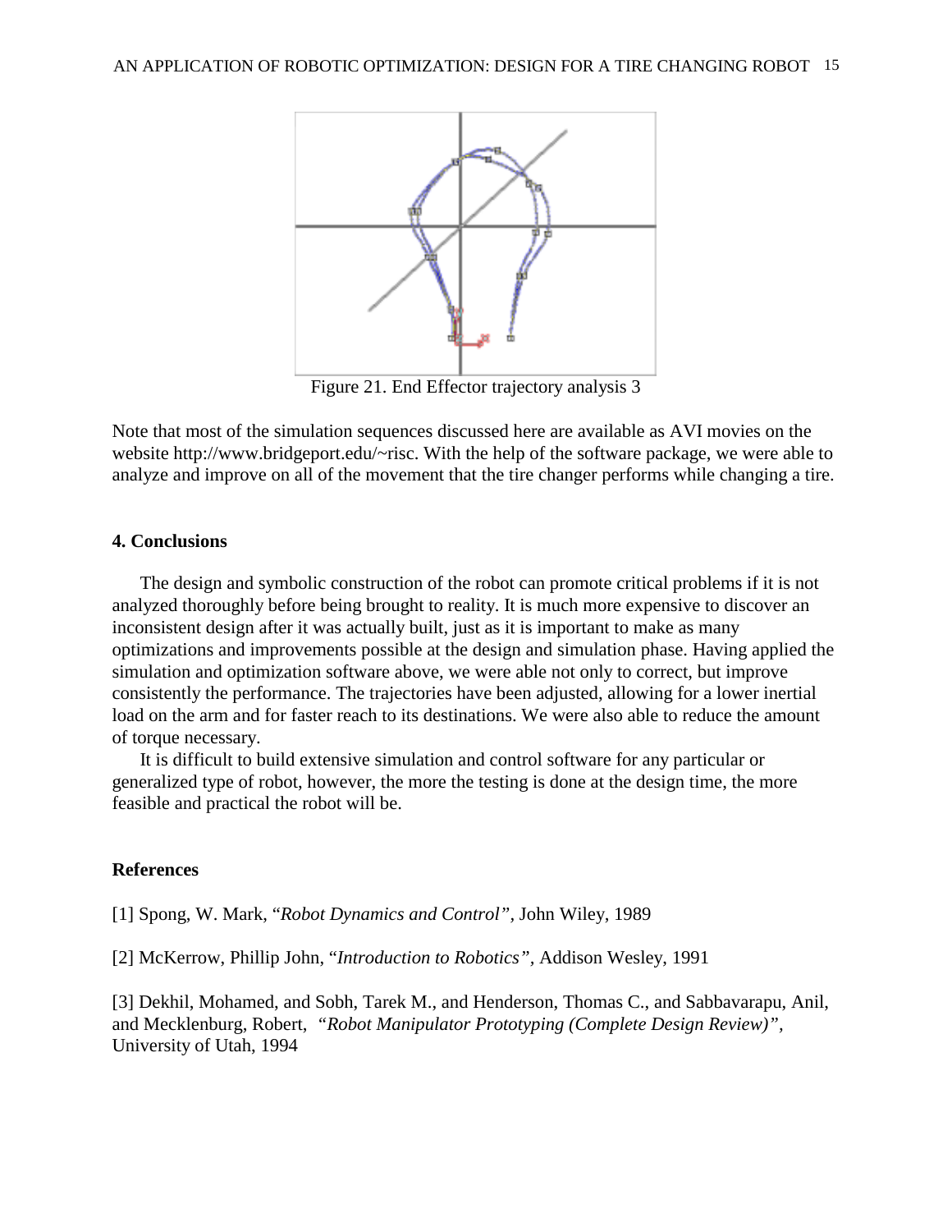Figure 21. End Effector trajectory analysis 3

Note that most of the simulation sequences discussed here are available as AVI movies on the website http://www.bridgeport.edu/~risc. With the help of the software package, we were able to analyze and improve on all of the movement that the tire changer performs while changing a tire.

### 4. Conclusions

The design and symbolic construction of the robot can promote critical problems if it is not analyzed thoroughly before being brought to reality. It is much more expensive to discover an inconsistent design after it was actually built, just as it is important to make as many optimizations and improvements possible at the design and simulation phase. Having applied the simulation and optimization software above, we were able not only to correct, but improve consistently the performance. The trajectories have been adjusted, allowing for a lower inertial load on the arm and for faster reach to its destinations. We were also able to reduce the amount of torque necessary.

It is difficult to build extensive simulation and control software for any particular or generalized type of robot, however, the more the testing is done at the design time, the more feasible and practical the robot will be.

### References

[1] Spong, W. Mark, "*Robot Dynamics and Control*", John Wiley, 1989

[2] McKerrow, Phillip John, "*Introduction to Robotics*", Addison Wesley, 1991

[3] Dekhil, Mohamed, and Sobh, Tarek M., and Henderson, Thomas C., and Sabbavarapu, Anil, and Mecklenburg, Robert, *"Robot Manipulator Prototyping (Complete Design Review)"*, University of Utah, 1994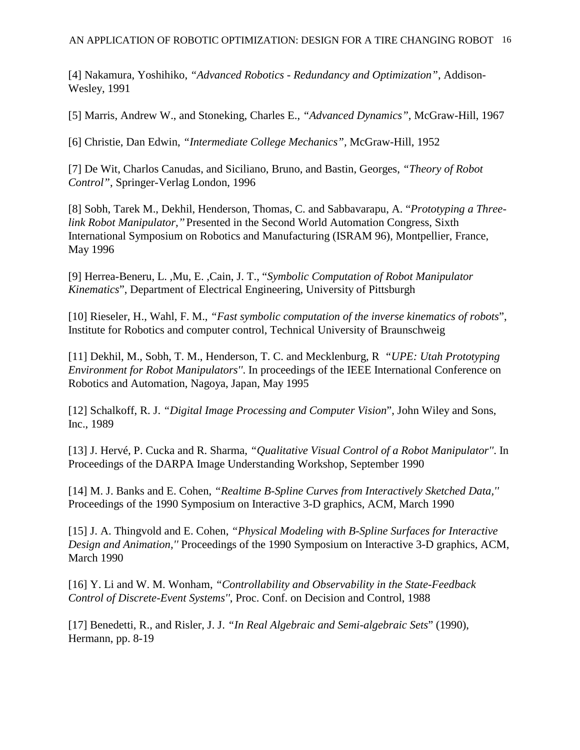[4] Nakamura, Yoshihiko, *"Advanced Robotics - Redundancy and Optimization"*, Addison-Wesley, 1991

[5] Marris, Andrew W., and Stoneking, Charles E., *"Advanced Dynamics"*, McGraw-Hill, 1967

[6] Christie, Dan Edwin, *"Intermediate College Mechanics"*, McGraw-Hill, 1952

[7] De Wit, Charlos Canudas, and Siciliano, Bruno, and Bastin, Georges, *"Theory of Robot Control"*, Springer-Verlag London, 1996

[8] Sobh, Tarek M., Dekhil, Henderson, Thomas, C. and Sabbavarapu, A. "*Prototyping a Three-link Robot Manipulator,"* Presented in the Second World Automation Congress, Sixth International Symposium on Robotics and Manufacturing (ISRAM 96), Montpellier, France, May 1996

[9] Herrea-Beneru, L. ,Mu, E. ,Cain, J. T., "*Symbolic Computation of Robot Manipulator Kinematics*", Department of Electrical Engineering, University of Pittsburgh

[10] Rieseler, H., Wahl, F. M., *"Fast symbolic computation of the inverse kinematics of robots*", Institute for Robotics and computer control, Technical University of Braunschweig

[11] Dekhil, M., Sobh, T. M., Henderson, T. C. and Mecklenburg, R *"UPE: Utah Prototyping Environment for Robot Manipulators''*. In proceedings of the IEEE International Conference on Robotics and Automation, Nagoya, Japan, May 1995

[12] Schalkoff, R. J. *"Digital Image Processing and Computer Vision*", John Wiley and Sons, Inc., 1989

[13] J. Hervé, P. Cucka and R. Sharma, *"Qualitative Visual Control of a Robot Manipulator''*. In Proceedings of the DARPA Image Understanding Workshop, September 1990

[14] M. J. Banks and E. Cohen, *"Realtime B-Spline Curves from Interactively Sketched Data,''* Proceedings of the 1990 Symposium on Interactive 3-D graphics, ACM, March 1990

[15] J. A. Thingvold and E. Cohen, *"Physical Modeling with B-Spline Surfaces for Interactive Design and Animation,''* Proceedings of the 1990 Symposium on Interactive 3-D graphics, ACM, March 1990

[16] Y. Li and W. M. Wonham, *"Controllability and Observability in the State-Feedback Control of Discrete-Event Systems''*, Proc. Conf. on Decision and Control, 1988

[17] Benedetti, R., and Risler, J. J. *"In Real Algebraic and Semi-algebraic Sets*" (1990), Hermann, pp. 8-19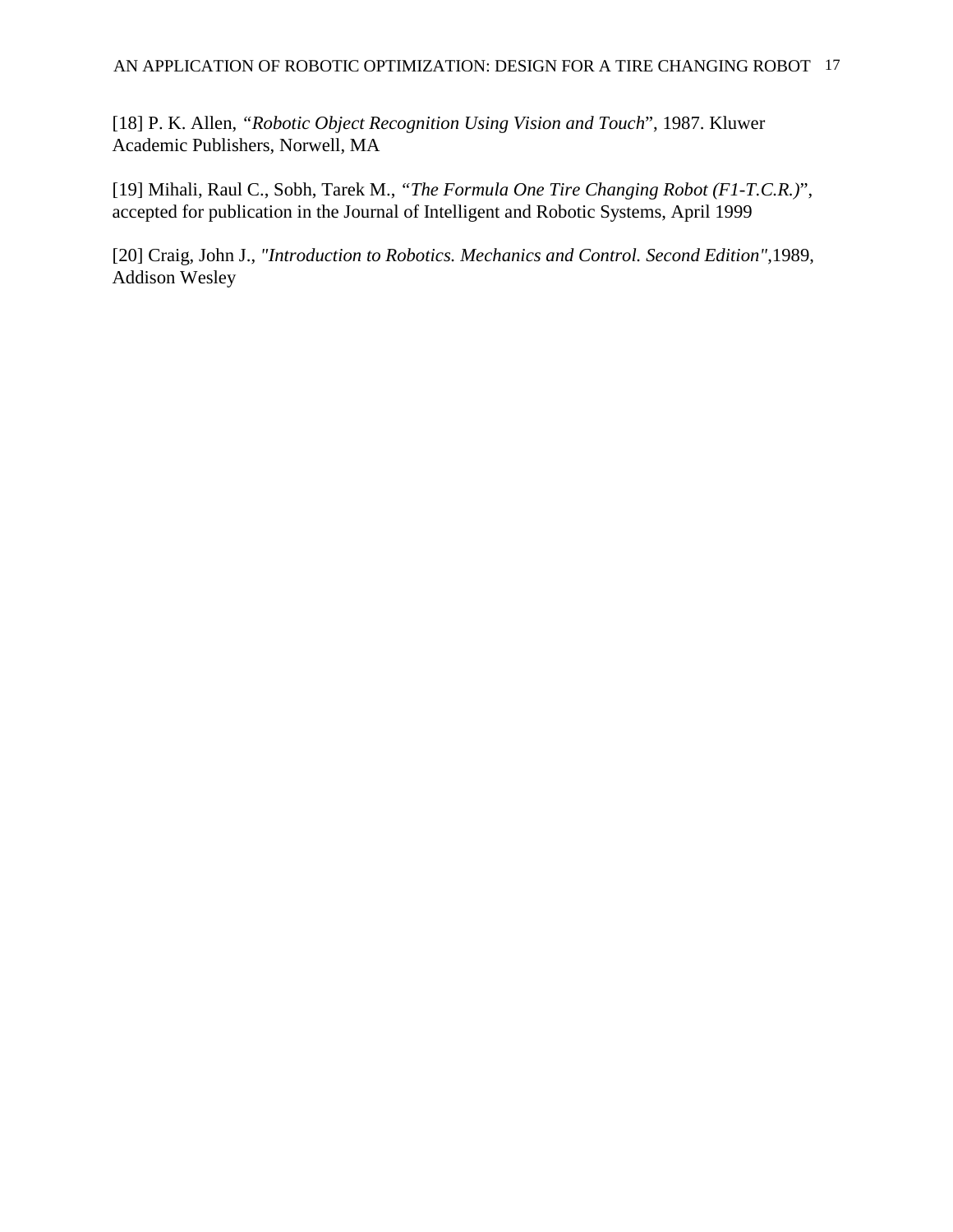[18] P. K. Allen, *"Robotic Object Recognition Using Vision and Touch*", 1987. Kluwer Academic Publishers, Norwell, MA

[19] Mihali, Raul C., Sobh, Tarek M., *"The Formula One Tire Changing Robot (F1-T.C.R.)*", accepted for publication in the Journal of Intelligent and Robotic Systems, April 1999

[20] Craig, John J., *"Introduction to Robotics. Mechanics and Control. Second Edition"*,1989, Addison Wesley